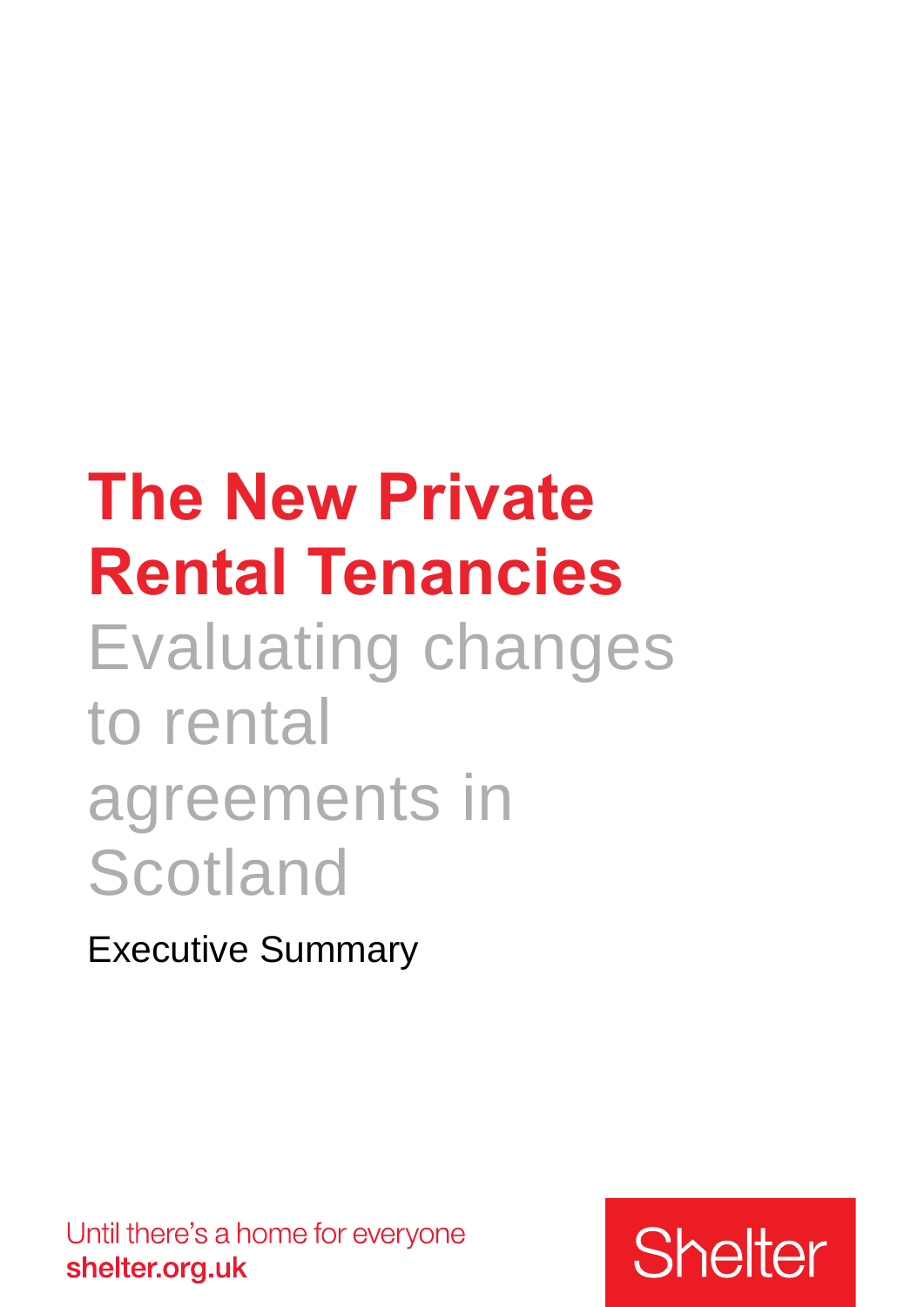# The New Private Rental Tenancies

## Evaluating changes to rental agreements in Scotland

Executive Summary

Until there's a home for everyone

**shelter.org.uk**

Shelter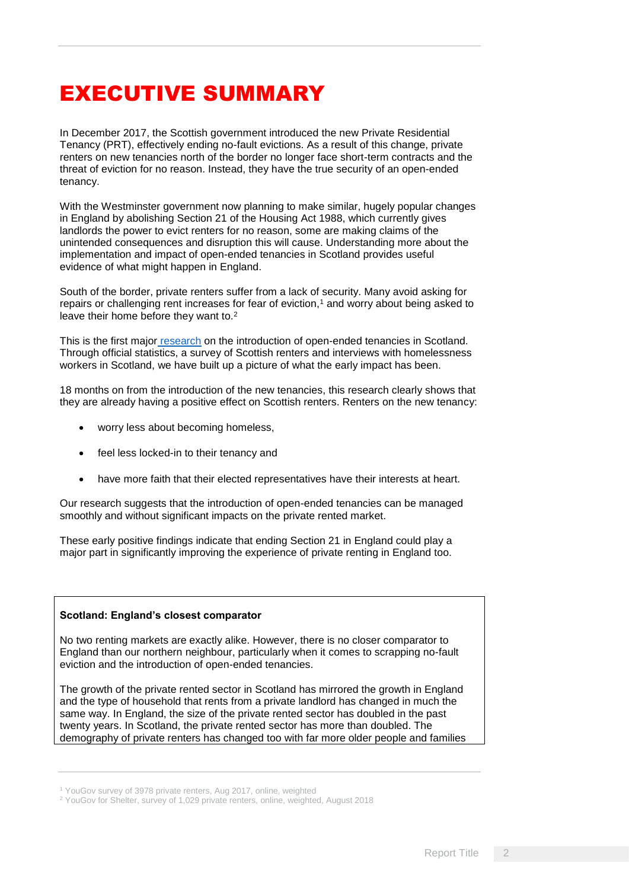# EXECUTIVE SUMMARY

In December 2017, the Scottish government introduced the new Private Residential Tenancy (PRT), effectively ending no-fault evictions. As a result of this change, private renters on new tenancies north of the border no longer face short-term contracts and the threat of eviction for no reason. Instead, they have the true security of an open-ended tenancy.

With the Westminster government now planning to make similar, hugely popular changes in England by abolishing Section 21 of the Housing Act 1988, which currently gives landlords the power to evict renters for no reason, some are making claims of the unintended consequences and disruption this will cause. Understanding more about the implementation and impact of open-ended tenancies in Scotland provides useful evidence of what might happen in England.

South of the border, private renters suffer from a lack of security. Many avoid asking for repairs or challenging rent increases for fear of eviction,[1] and worry about being asked to leave their home before they want to.[2]

This is the first major research on the introduction of open-ended tenancies in Scotland. Through official statistics, a survey of Scottish renters and interviews with homelessness workers in Scotland, we have built up a picture of what the early impact has been.

18 months on from the introduction of the new tenancies, this research clearly shows that they are already having a positive effect on Scottish renters. Renters on the new tenancy:

- worry less about becoming homeless,
- feel less locked-in to their tenancy and
- have more faith that their elected representatives have their interests at heart.

Our research suggests that the introduction of open-ended tenancies can be managed smoothly and without significant impacts on the private rented market.

These early positive findings indicate that ending Section 21 in England could play a major part in significantly improving the experience of private renting in England too.

**Scotland: England's closest comparator**

No two renting markets are exactly alike. However, there is no closer comparator to England than our northern neighbour, particularly when it comes to scrapping no-fault eviction and the introduction of open-ended tenancies.

The growth of the private rented sector in Scotland has mirrored the growth in England and the type of household that rents from a private landlord has changed in much the same way. In England, the size of the private rented sector has doubled in the past twenty years. In Scotland, the private rented sector has more than doubled. The demography of private renters has changed too with far more older people and families

[1] YouGov survey of 3978 private renters, Aug 2017, online, weighted

[2] YouGov for Shelter, survey of 1,029 private renters, online, weighted, August 2018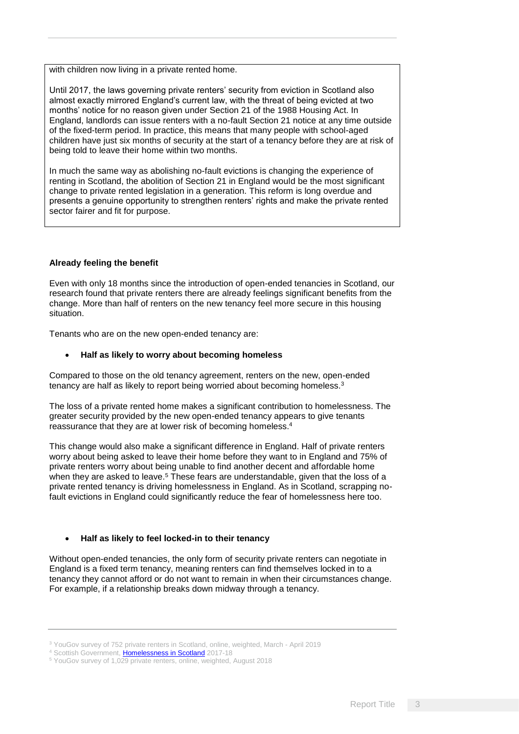with children now living in a private rented home.

Until 2017, the laws governing private renters' security from eviction in Scotland also almost exactly mirrored England's current law, with the threat of being evicted at two months' notice for no reason given under Section 21 of the 1988 Housing Act. In England, landlords can issue renters with a no-fault Section 21 notice at any time outside of the fixed-term period. In practice, this means that many people with school-aged children have just six months of security at the start of a tenancy before they are at risk of being told to leave their home within two months.

In much the same way as abolishing no-fault evictions is changing the experience of renting in Scotland, the abolition of Section 21 in England would be the most significant change to private rented legislation in a generation. This reform is long overdue and presents a genuine opportunity to strengthen renters' rights and make the private rented sector fairer and fit for purpose.

**Already feeling the benefit**

Even with only 18 months since the introduction of open-ended tenancies in Scotland, our research found that private renters there are already feelings significant benefits from the change. More than half of renters on the new tenancy feel more secure in this housing situation.

Tenants who are on the new open-ended tenancy are:

- **Half as likely to worry about becoming homeless**

Compared to those on the old tenancy agreement, renters on the new, open-ended tenancy are half as likely to report being worried about becoming homeless.[3]

The loss of a private rented home makes a significant contribution to homelessness. The greater security provided by the new open-ended tenancy appears to give tenants reassurance that they are at lower risk of becoming homeless.[4]

This change would also make a significant difference in England. Half of private renters worry about being asked to leave their home before they want to in England and 75% of private renters worry about being unable to find another decent and affordable home when they are asked to leave.[5] These fears are understandable, given that the loss of a private rented tenancy is driving homelessness in England. As in Scotland, scrapping no-fault evictions in England could significantly reduce the fear of homelessness here too.

- **Half as likely to feel locked-in to their tenancy**

Without open-ended tenancies, the only form of security private renters can negotiate in England is a fixed term tenancy, meaning renters can find themselves locked in to a tenancy they cannot afford or do not want to remain in when their circumstances change. For example, if a relationship breaks down midway through a tenancy.

---

[3] YouGov survey of 752 private renters in Scotland, online, weighted, March - April 2019

[4] Scottish Government, Homelessness in Scotland 2017-18

[5] YouGov survey of 1,029 private renters, online, weighted, August 2018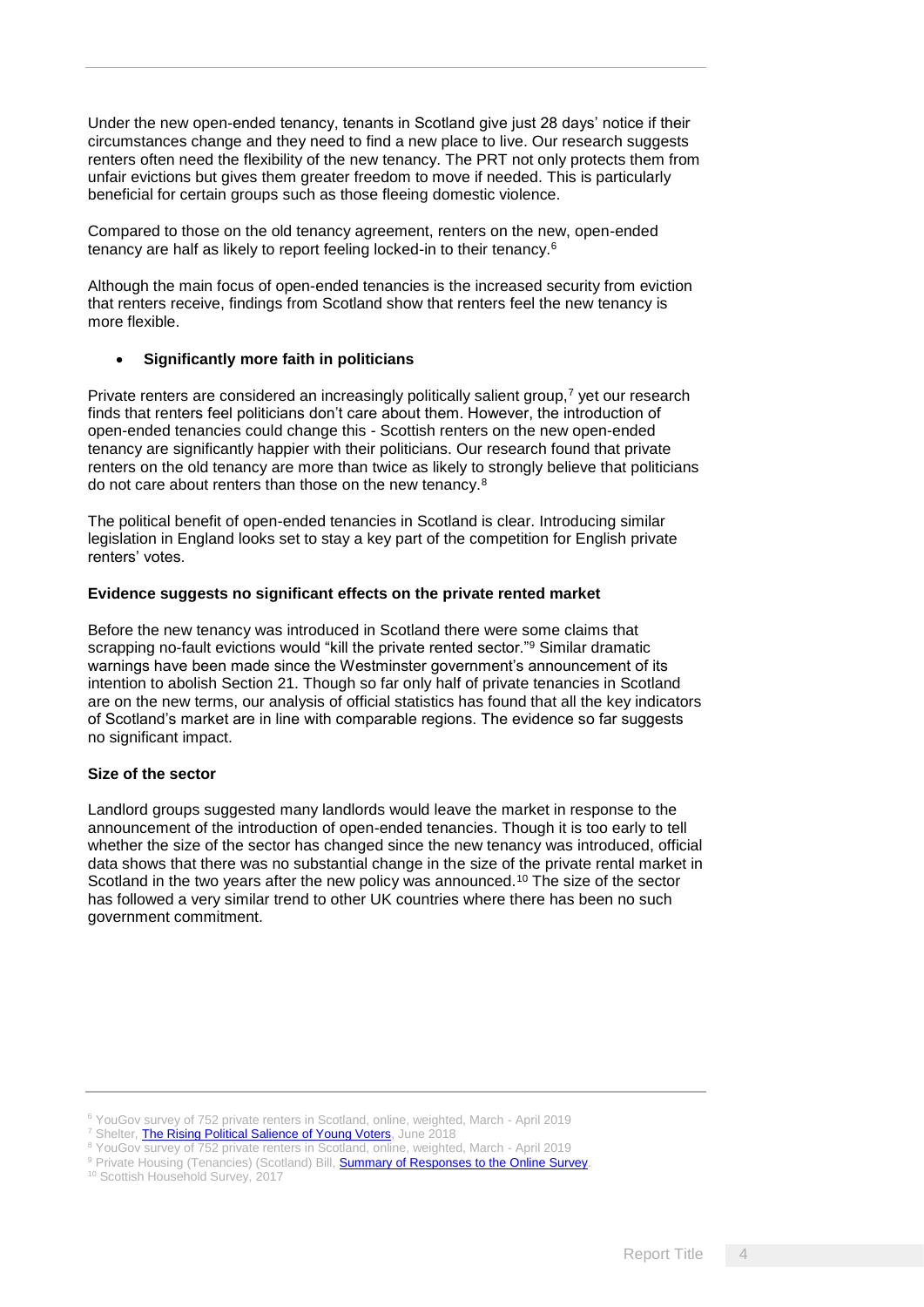Under the new open-ended tenancy, tenants in Scotland give just 28 days' notice if their circumstances change and they need to find a new place to live. Our research suggests renters often need the flexibility of the new tenancy. The PRT not only protects them from unfair evictions but gives them greater freedom to move if needed. This is particularly beneficial for certain groups such as those fleeing domestic violence.

Compared to those on the old tenancy agreement, renters on the new, open-ended tenancy are half as likely to report feeling locked-in to their tenancy.[6]

Although the main focus of open-ended tenancies is the increased security from eviction that renters receive, findings from Scotland show that renters feel the new tenancy is more flexible.

- **Significantly more faith in politicians**

Private renters are considered an increasingly politically salient group,[7] yet our research finds that renters feel politicians don't care about them. However, the introduction of open-ended tenancies could change this - Scottish renters on the new open-ended tenancy are significantly happier with their politicians. Our research found that private renters on the old tenancy are more than twice as likely to strongly believe that politicians do not care about renters than those on the new tenancy.[8]

The political benefit of open-ended tenancies in Scotland is clear. Introducing similar legislation in England looks set to stay a key part of the competition for English private renters' votes.

### Evidence suggests no significant effects on the private rented market

Before the new tenancy was introduced in Scotland there were some claims that scrapping no-fault evictions would "kill the private rented sector."[9] Similar dramatic warnings have been made since the Westminster government's announcement of its intention to abolish Section 21. Though so far only half of private tenancies in Scotland are on the new terms, our analysis of official statistics has found that all the key indicators of Scotland's market are in line with comparable regions. The evidence so far suggests no significant impact.

### Size of the sector

Landlord groups suggested many landlords would leave the market in response to the announcement of the introduction of open-ended tenancies. Though it is too early to tell whether the size of the sector has changed since the new tenancy was introduced, official data shows that there was no substantial change in the size of the private rental market in Scotland in the two years after the new policy was announced.[10] The size of the sector has followed a very similar trend to other UK countries where there has been no such government commitment.

---

[6] YouGov survey of 752 private renters in Scotland, online, weighted, March - April 2019

[7] Shelter, The Rising Political Salience of Young Voters, June 2018

[8] YouGov survey of 752 private renters in Scotland, online, weighted, March - April 2019

[9] Private Housing (Tenancies) (Scotland) Bill, Summary of Responses to the Online Survey.

[10] Scottish Household Survey, 2017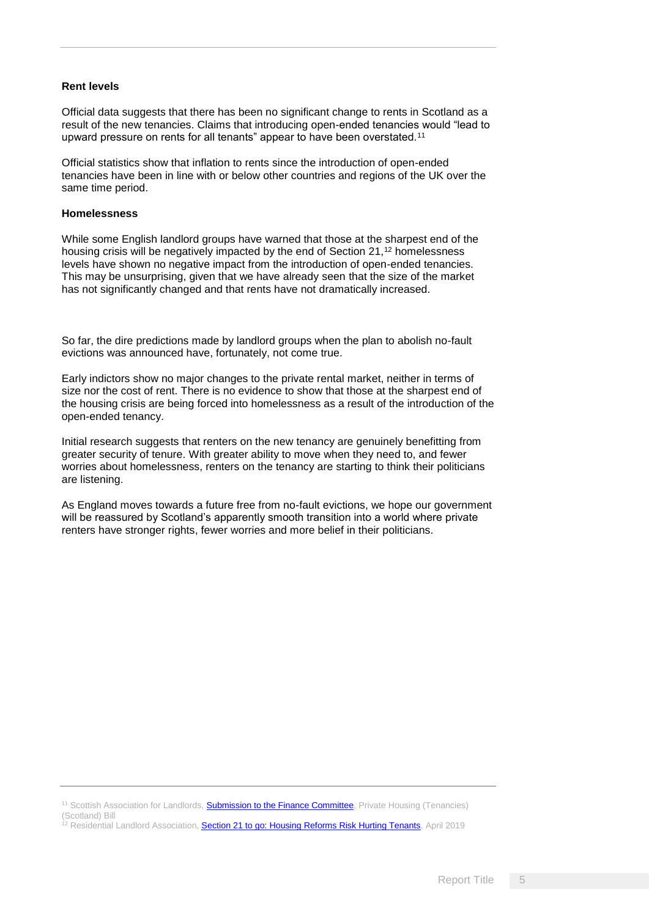**Rent levels**

Official data suggests that there has been no significant change to rents in Scotland as a result of the new tenancies. Claims that introducing open-ended tenancies would "lead to upward pressure on rents for all tenants" appear to have been overstated.[11]

Official statistics show that inflation to rents since the introduction of open-ended tenancies have been in line with or below other countries and regions of the UK over the same time period.

**Homelessness**

While some English landlord groups have warned that those at the sharpest end of the housing crisis will be negatively impacted by the end of Section 21,[12] homelessness levels have shown no negative impact from the introduction of open-ended tenancies. This may be unsurprising, given that we have already seen that the size of the market has not significantly changed and that rents have not dramatically increased.

So far, the dire predictions made by landlord groups when the plan to abolish no-fault evictions was announced have, fortunately, not come true.

Early indictors show no major changes to the private rental market, neither in terms of size nor the cost of rent. There is no evidence to show that those at the sharpest end of the housing crisis are being forced into homelessness as a result of the introduction of the open-ended tenancy.

Initial research suggests that renters on the new tenancy are genuinely benefitting from greater security of tenure. With greater ability to move when they need to, and fewer worries about homelessness, renters on the tenancy are starting to think their politicians are listening.

As England moves towards a future free from no-fault evictions, we hope our government will be reassured by Scotland's apparently smooth transition into a world where private renters have stronger rights, fewer worries and more belief in their politicians.

[11] Scottish Association for Landlords, Submission to the Finance Committee, Private Housing (Tenancies) (Scotland) Bill

[12] Residential Landlord Association, Section 21 to go: Housing Reforms Risk Hurting Tenants, April 2019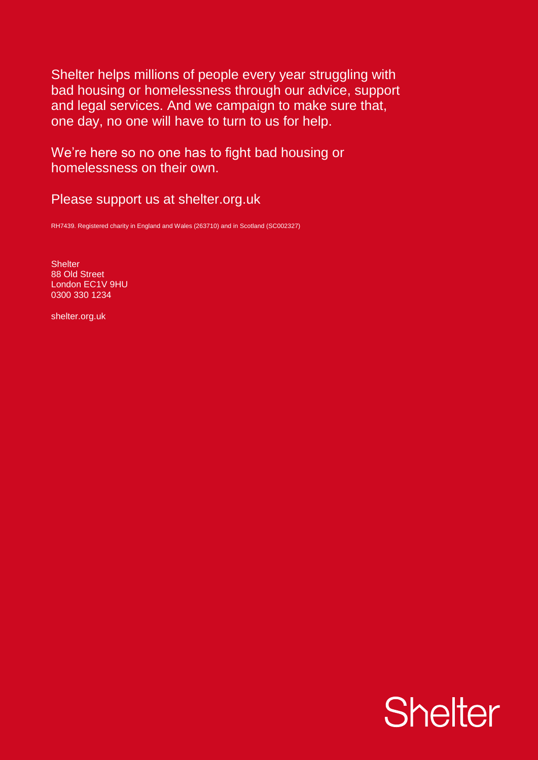Shelter helps millions of people every year struggling with bad housing or homelessness through our advice, support and legal services. And we campaign to make sure that, one day, no one will have to turn to us for help.

We're here so no one has to fight bad housing or homelessness on their own.

Please support us at shelter.org.uk

RH7439. Registered charity in England and Wales (263710) and in Scotland (SC002327)

Shelter
88 Old Street
London EC1V 9HU
0300 330 1234

shelter.org.uk

Shelter